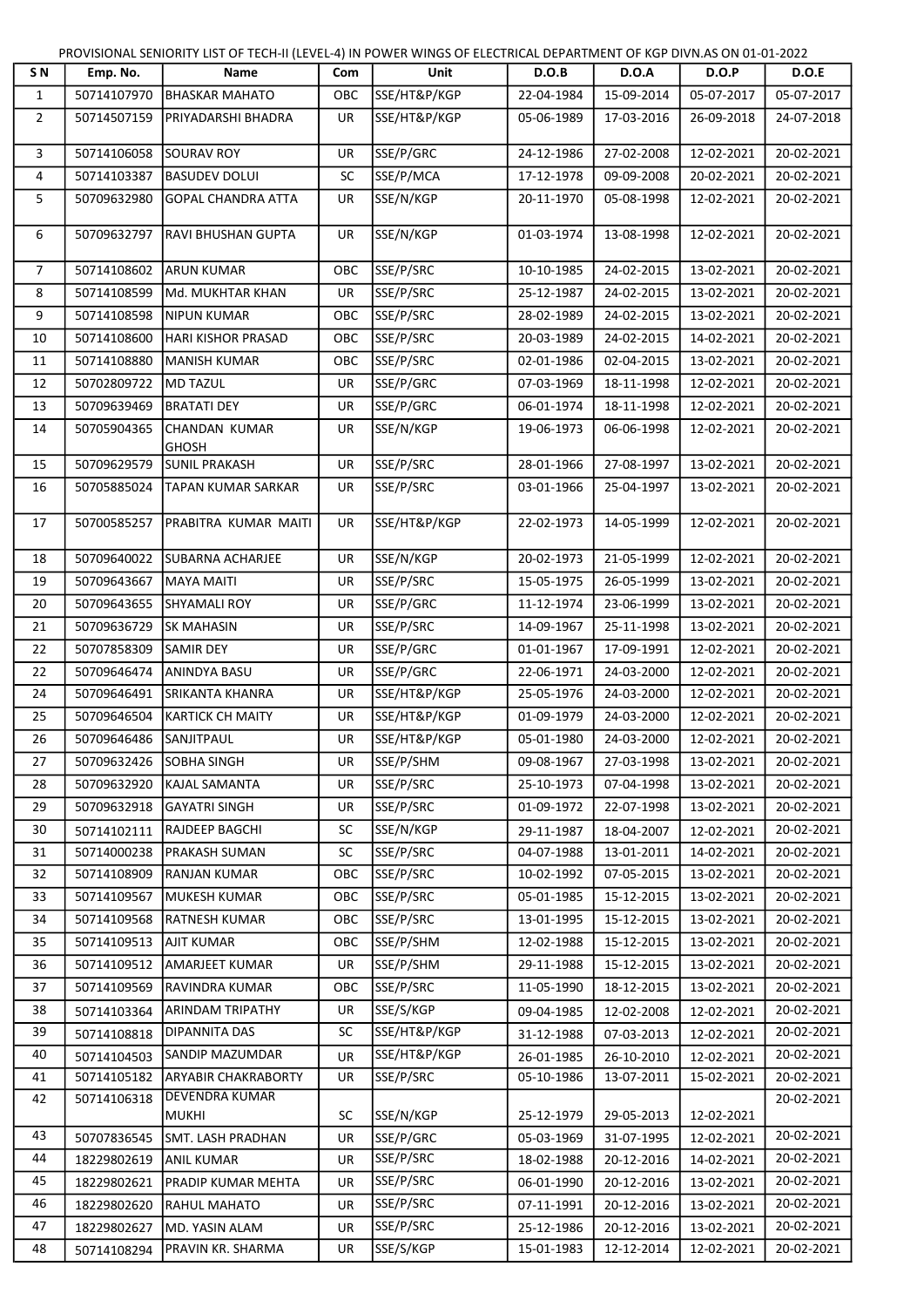PROVISIONAL SENIORITY LIST OF TECH-II (LEVEL-4) IN POWER WINGS OF ELECTRICAL DEPARTMENT OF KGP DIVN.AS ON 01-01-2022

| S N | Emp. No. | Name | Com | Unit | D.O.B | D.O.A | D.O.P | D.O.E |
|---|---|---|---|---|---|---|---|---|
| 1 | 50714107970 | BHASKAR MAHATO | OBC | SSE/HT&P/KGP | 22-04-1984 | 15-09-2014 | 05-07-2017 | 05-07-2017 |
| 2 | 50714507159 | PRIYADARSHI BHADRA | UR | SSE/HT&P/KGP | 05-06-1989 | 17-03-2016 | 26-09-2018 | 24-07-2018 |
| 3 | 50714106058 | SOURAV ROY | UR | SSE/P/GRC | 24-12-1986 | 27-02-2008 | 12-02-2021 | 20-02-2021 |
| 4 | 50714103387 | BASUDEV DOLUI | SC | SSE/P/MCA | 17-12-1978 | 09-09-2008 | 20-02-2021 | 20-02-2021 |
| 5 | 50709632980 | GOPAL CHANDRA ATTA | UR | SSE/N/KGP | 20-11-1970 | 05-08-1998 | 12-02-2021 | 20-02-2021 |
| 6 | 50709632797 | RAVI BHUSHAN GUPTA | UR | SSE/N/KGP | 01-03-1974 | 13-08-1998 | 12-02-2021 | 20-02-2021 |
| 7 | 50714108602 | ARUN KUMAR | OBC | SSE/P/SRC | 10-10-1985 | 24-02-2015 | 13-02-2021 | 20-02-2021 |
| 8 | 50714108599 | Md. MUKHTAR KHAN | UR | SSE/P/SRC | 25-12-1987 | 24-02-2015 | 13-02-2021 | 20-02-2021 |
| 9 | 50714108598 | NIPUN KUMAR | OBC | SSE/P/SRC | 28-02-1989 | 24-02-2015 | 13-02-2021 | 20-02-2021 |
| 10 | 50714108600 | HARI KISHOR PRASAD | OBC | SSE/P/SRC | 20-03-1989 | 24-02-2015 | 14-02-2021 | 20-02-2021 |
| 11 | 50714108880 | MANISH KUMAR | OBC | SSE/P/SRC | 02-01-1986 | 02-04-2015 | 13-02-2021 | 20-02-2021 |
| 12 | 50702809722 | MD TAZUL | UR | SSE/P/GRC | 07-03-1969 | 18-11-1998 | 12-02-2021 | 20-02-2021 |
| 13 | 50709639469 | BRATATI DEY | UR | SSE/P/GRC | 06-01-1974 | 18-11-1998 | 12-02-2021 | 20-02-2021 |
| 14 | 50705904365 | CHANDAN KUMAR GHOSH | UR | SSE/N/KGP | 19-06-1973 | 06-06-1998 | 12-02-2021 | 20-02-2021 |
| 15 | 50709629579 | SUNIL PRAKASH | UR | SSE/P/SRC | 28-01-1966 | 27-08-1997 | 13-02-2021 | 20-02-2021 |
| 16 | 50705885024 | TAPAN KUMAR SARKAR | UR | SSE/P/SRC | 03-01-1966 | 25-04-1997 | 13-02-2021 | 20-02-2021 |
| 17 | 50700585257 | PRABITRA KUMAR MAITI | UR | SSE/HT&P/KGP | 22-02-1973 | 14-05-1999 | 12-02-2021 | 20-02-2021 |
| 18 | 50709640022 | SUBARNA ACHARJEE | UR | SSE/N/KGP | 20-02-1973 | 21-05-1999 | 12-02-2021 | 20-02-2021 |
| 19 | 50709643667 | MAYA MAITI | UR | SSE/P/SRC | 15-05-1975 | 26-05-1999 | 13-02-2021 | 20-02-2021 |
| 20 | 50709643655 | SHYAMALI ROY | UR | SSE/P/GRC | 11-12-1974 | 23-06-1999 | 13-02-2021 | 20-02-2021 |
| 21 | 50709636729 | SK MAHASIN | UR | SSE/P/SRC | 14-09-1967 | 25-11-1998 | 13-02-2021 | 20-02-2021 |
| 22 | 50707858309 | SAMIR DEY | UR | SSE/P/GRC | 01-01-1967 | 17-09-1991 | 12-02-2021 | 20-02-2021 |
| 22 | 50709646474 | ANINDYA BASU | UR | SSE/P/GRC | 22-06-1971 | 24-03-2000 | 12-02-2021 | 20-02-2021 |
| 24 | 50709646491 | SRIKANTA KHANRA | UR | SSE/HT&P/KGP | 25-05-1976 | 24-03-2000 | 12-02-2021 | 20-02-2021 |
| 25 | 50709646504 | KARTICK CH MAITY | UR | SSE/HT&P/KGP | 01-09-1979 | 24-03-2000 | 12-02-2021 | 20-02-2021 |
| 26 | 50709646486 | SANJITPAUL | UR | SSE/HT&P/KGP | 05-01-1980 | 24-03-2000 | 12-02-2021 | 20-02-2021 |
| 27 | 50709632426 | SOBHA SINGH | UR | SSE/P/SHM | 09-08-1967 | 27-03-1998 | 13-02-2021 | 20-02-2021 |
| 28 | 50709632920 | KAJAL SAMANTA | UR | SSE/P/SRC | 25-10-1973 | 07-04-1998 | 13-02-2021 | 20-02-2021 |
| 29 | 50709632918 | GAYATRI SINGH | UR | SSE/P/SRC | 01-09-1972 | 22-07-1998 | 13-02-2021 | 20-02-2021 |
| 30 | 50714102111 | RAJDEEP BAGCHI | SC | SSE/N/KGP | 29-11-1987 | 18-04-2007 | 12-02-2021 | 20-02-2021 |
| 31 | 50714000238 | PRAKASH SUMAN | SC | SSE/P/SRC | 04-07-1988 | 13-01-2011 | 14-02-2021 | 20-02-2021 |
| 32 | 50714108909 | RANJAN KUMAR | OBC | SSE/P/SRC | 10-02-1992 | 07-05-2015 | 13-02-2021 | 20-02-2021 |
| 33 | 50714109567 | MUKESH KUMAR | OBC | SSE/P/SRC | 05-01-1985 | 15-12-2015 | 13-02-2021 | 20-02-2021 |
| 34 | 50714109568 | RATNESH KUMAR | OBC | SSE/P/SRC | 13-01-1995 | 15-12-2015 | 13-02-2021 | 20-02-2021 |
| 35 | 50714109513 | AJIT KUMAR | OBC | SSE/P/SHM | 12-02-1988 | 15-12-2015 | 13-02-2021 | 20-02-2021 |
| 36 | 50714109512 | AMARJEET KUMAR | UR | SSE/P/SHM | 29-11-1988 | 15-12-2015 | 13-02-2021 | 20-02-2021 |
| 37 | 50714109569 | RAVINDRA KUMAR | OBC | SSE/P/SRC | 11-05-1990 | 18-12-2015 | 13-02-2021 | 20-02-2021 |
| 38 | 50714103364 | ARINDAM TRIPATHY | UR | SSE/S/KGP | 09-04-1985 | 12-02-2008 | 12-02-2021 | 20-02-2021 |
| 39 | 50714108818 | DIPANNITA DAS | SC | SSE/HT&P/KGP | 31-12-1988 | 07-03-2013 | 12-02-2021 | 20-02-2021 |
| 40 | 50714104503 | SANDIP MAZUMDAR | UR | SSE/HT&P/KGP | 26-01-1985 | 26-10-2010 | 12-02-2021 | 20-02-2021 |
| 41 | 50714105182 | ARYABIR CHAKRABORTY | UR | SSE/P/SRC | 05-10-1986 | 13-07-2011 | 15-02-2021 | 20-02-2021 |
| 42 | 50714106318 | DEVENDRA KUMAR MUKHI | SC | SSE/N/KGP | 25-12-1979 | 29-05-2013 | 12-02-2021 | 20-02-2021 |
| 43 | 50707836545 | SMT. LASH PRADHAN | UR | SSE/P/GRC | 05-03-1969 | 31-07-1995 | 12-02-2021 | 20-02-2021 |
| 44 | 18229802619 | ANIL KUMAR | UR | SSE/P/SRC | 18-02-1988 | 20-12-2016 | 14-02-2021 | 20-02-2021 |
| 45 | 18229802621 | PRADIP KUMAR MEHTA | UR | SSE/P/SRC | 06-01-1990 | 20-12-2016 | 13-02-2021 | 20-02-2021 |
| 46 | 18229802620 | RAHUL MAHATO | UR | SSE/P/SRC | 07-11-1991 | 20-12-2016 | 13-02-2021 | 20-02-2021 |
| 47 | 18229802627 | MD. YASIN ALAM | UR | SSE/P/SRC | 25-12-1986 | 20-12-2016 | 13-02-2021 | 20-02-2021 |
| 48 | 50714108294 | PRAVIN KR. SHARMA | UR | SSE/S/KGP | 15-01-1983 | 12-12-2014 | 12-02-2021 | 20-02-2021 |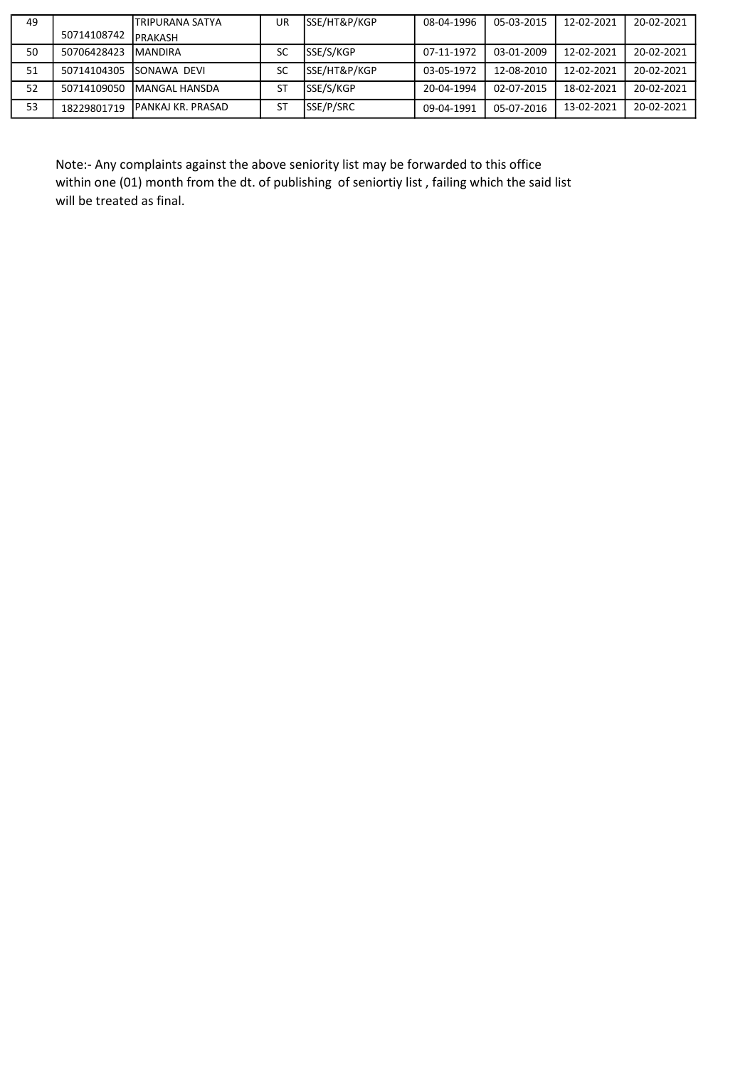| | | | | | | | | |
|---|---|---|---|---|---|---|---|---|
| 49 | 50714108742 | TRIPURANA SATYA PRAKASH | UR | SSE/HT&P/KGP | 08-04-1996 | 05-03-2015 | 12-02-2021 | 20-02-2021 |
| 50 | 50706428423 | MANDIRA | SC | SSE/S/KGP | 07-11-1972 | 03-01-2009 | 12-02-2021 | 20-02-2021 |
| 51 | 50714104305 | SONAWA DEVI | SC | SSE/HT&P/KGP | 03-05-1972 | 12-08-2010 | 12-02-2021 | 20-02-2021 |
| 52 | 50714109050 | MANGAL HANSDA | ST | SSE/S/KGP | 20-04-1994 | 02-07-2015 | 18-02-2021 | 20-02-2021 |
| 53 | 18229801719 | PANKAJ KR. PRASAD | ST | SSE/P/SRC | 09-04-1991 | 05-07-2016 | 13-02-2021 | 20-02-2021 |

Note:- Any complaints against the above seniority list may be forwarded to this office within one (01) month from the dt. of publishing of seniortiy list , failing which the said list will be treated as final.